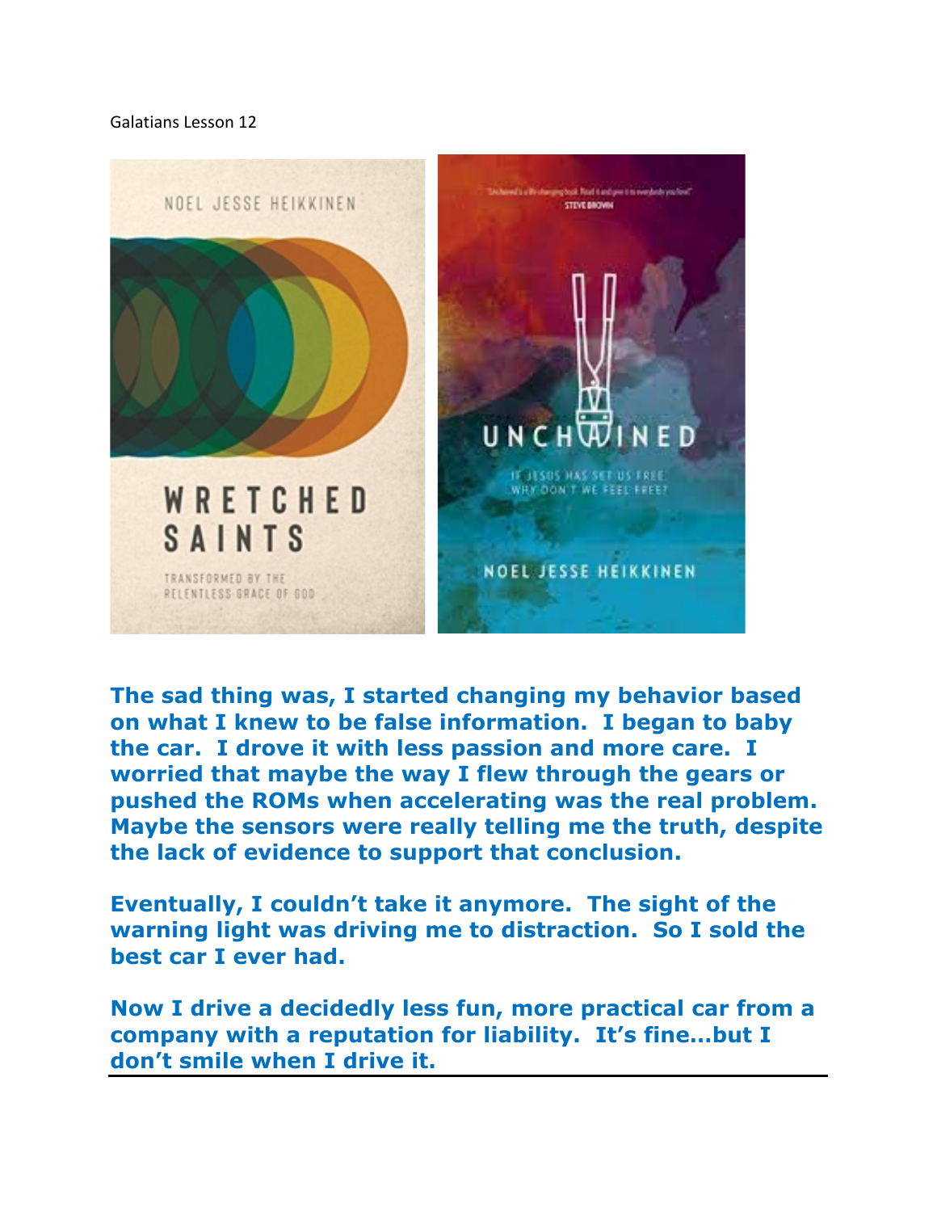Galatians Lesson 12

NOEL JESSE HEIKKINEN

WRETCHED SAINTS

TRANSFORMED BY THE RELENTLESS GRACE OF GOD

"Unchained is a life-changing book. Read it and give it to everybody you love!" STEVE BROWN

UNCHAINED

IF JESUS HAS SET US FREE WHY DON'T WE FEEL FREE?

NOEL JESSE HEIKKINEN

**The sad thing was, I started changing my behavior based on what I knew to be false information. I began to baby the car. I drove it with less passion and more care. I worried that maybe the way I flew through the gears or pushed the ROMs when accelerating was the real problem. Maybe the sensors were really telling me the truth, despite the lack of evidence to support that conclusion.**

**Eventually, I couldn't take it anymore. The sight of the warning light was driving me to distraction. So I sold the best car I ever had.**

**Now I drive a decidedly less fun, more practical car from a company with a reputation for liability. It's fine…but I don't smile when I drive it.**

---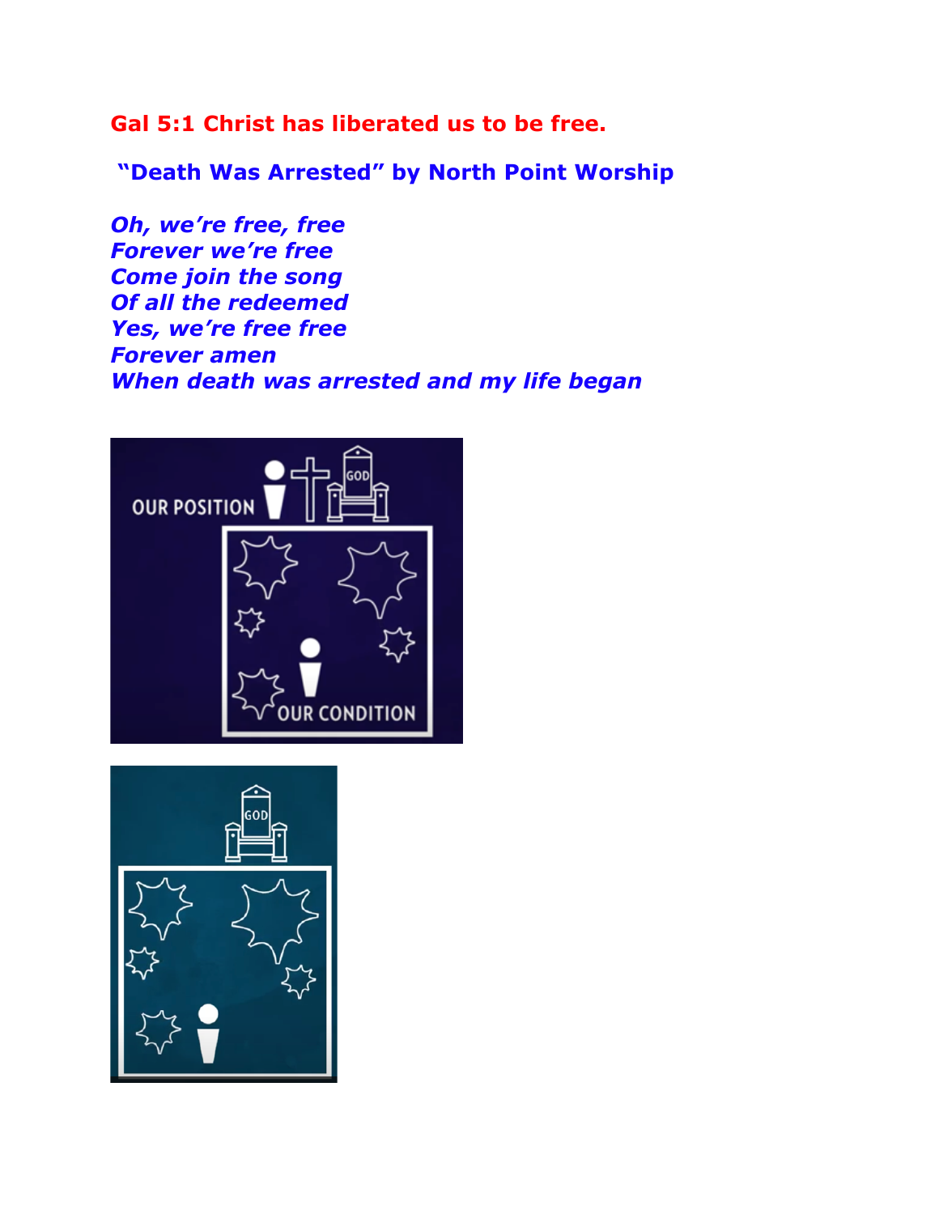**Gal 5:1 Christ has liberated us to be free.**

**"Death Was Arrested" by North Point Worship**

***Oh, we're free, free***
***Forever we're free***
***Come join the song***
***Of all the redeemed***
***Yes, we're free free***
***Forever amen***
***When death was arrested and my life began***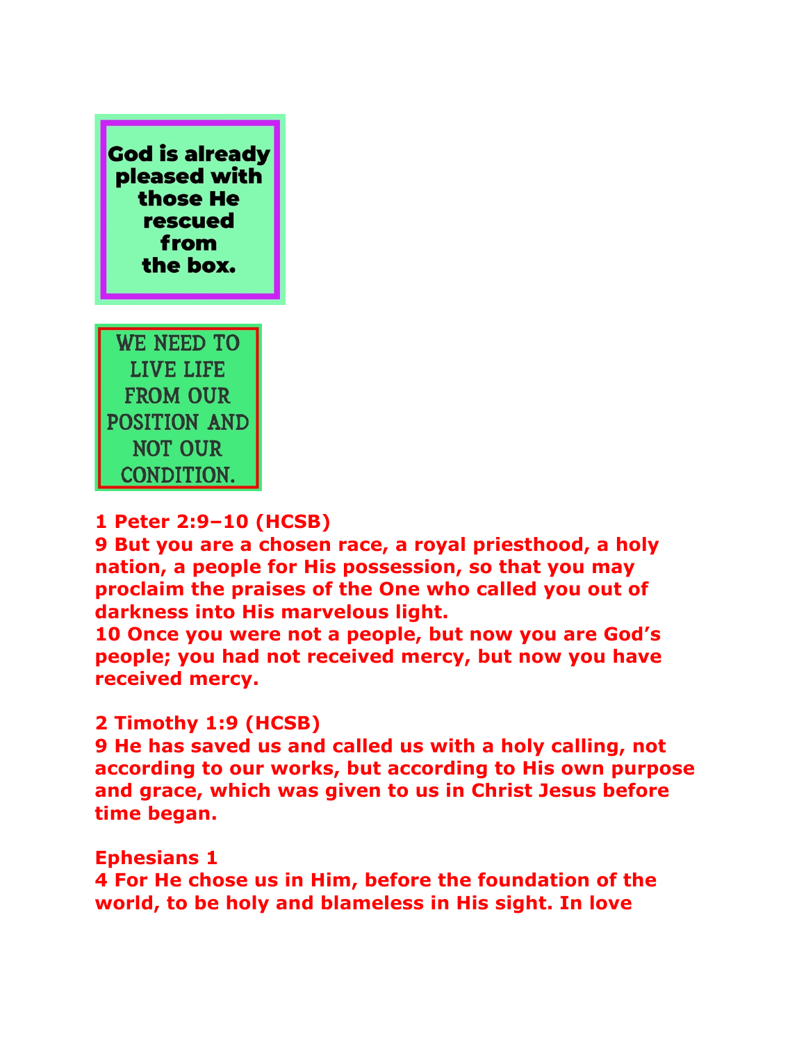**God is already pleased with those He rescued from the box.**

WE NEED TO LIVE LIFE FROM OUR POSITION AND NOT OUR CONDITION.

**1 Peter 2:9–10 (HCSB)**
**9 But you are a chosen race, a royal priesthood, a holy nation, a people for His possession, so that you may proclaim the praises of the One who called you out of darkness into His marvelous light.**
**10 Once you were not a people, but now you are God's people; you had not received mercy, but now you have received mercy.**

**2 Timothy 1:9 (HCSB)**
**9 He has saved us and called us with a holy calling, not according to our works, but according to His own purpose and grace, which was given to us in Christ Jesus before time began.**

**Ephesians 1**
**4 For He chose us in Him, before the foundation of the world, to be holy and blameless in His sight. In love**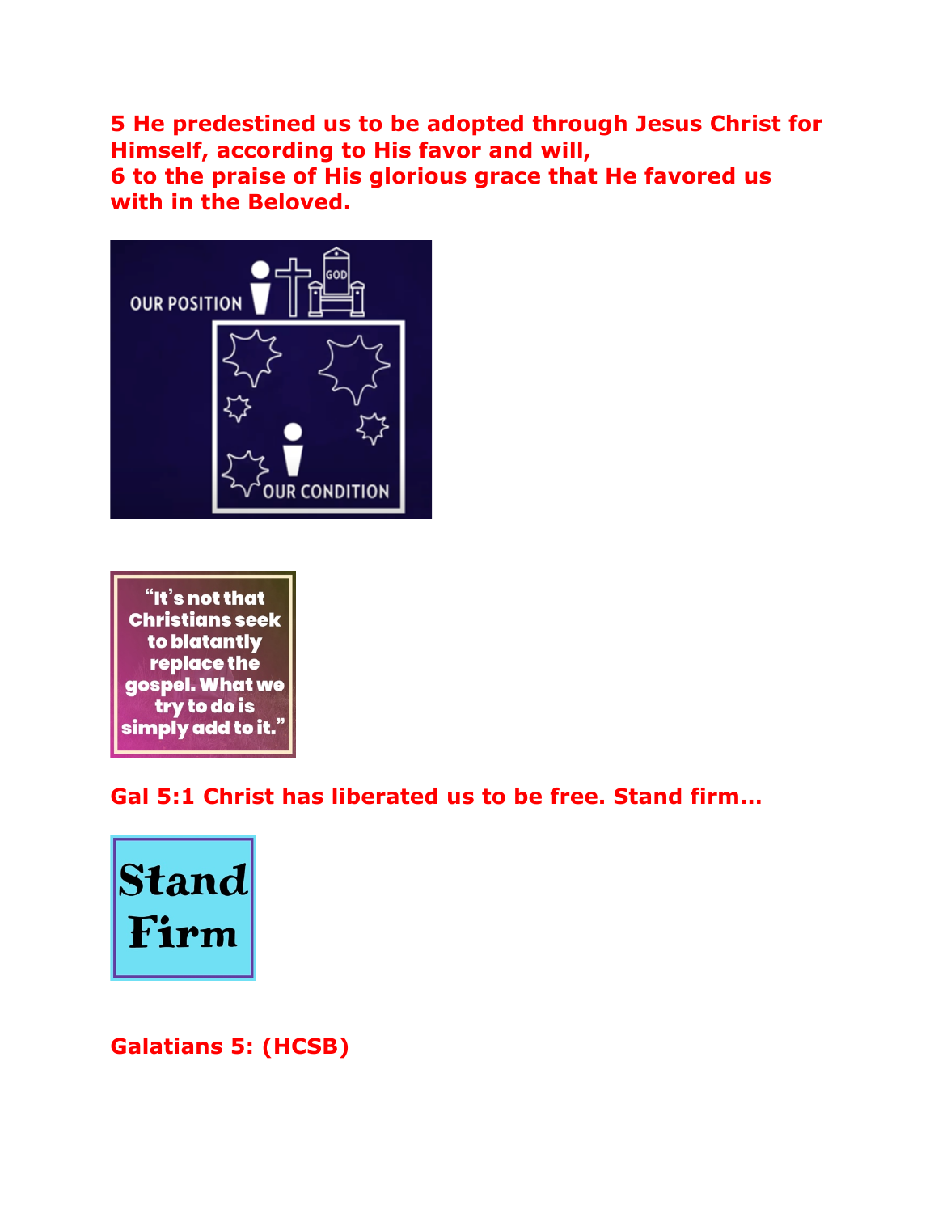**5 He predestined us to be adopted through Jesus Christ for Himself, according to His favor and will,**
**6 to the praise of His glorious grace that He favored us with in the Beloved.**

OUR POSITION GOD

OUR CONDITION

"It's not that Christians seek to blatantly replace the gospel. What we try to do is simply add to it."

**Gal 5:1 Christ has liberated us to be free. Stand firm…**

Stand Firm

**Galatians 5: (HCSB)**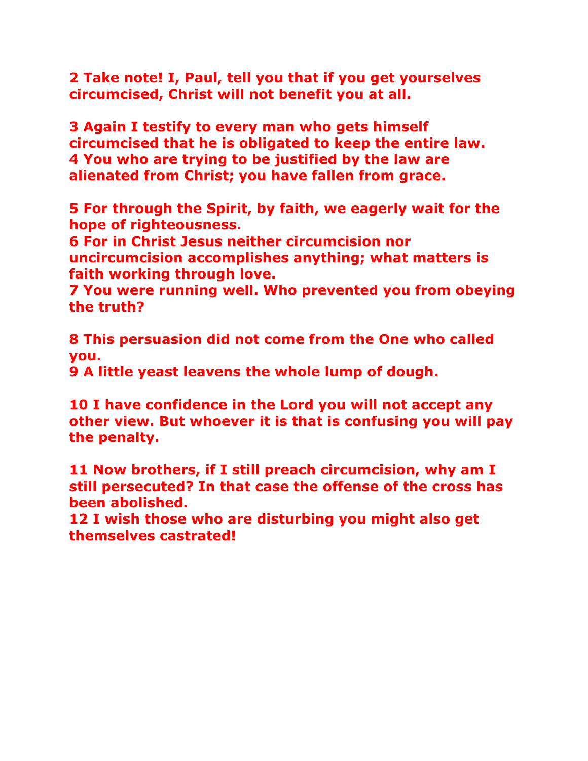**2 Take note! I, Paul, tell you that if you get yourselves circumcised, Christ will not benefit you at all.**

**3 Again I testify to every man who gets himself circumcised that he is obligated to keep the entire law.**
**4 You who are trying to be justified by the law are alienated from Christ; you have fallen from grace.**

**5 For through the Spirit, by faith, we eagerly wait for the hope of righteousness.**
**6 For in Christ Jesus neither circumcision nor uncircumcision accomplishes anything; what matters is faith working through love.**
**7 You were running well. Who prevented you from obeying the truth?**

**8 This persuasion did not come from the One who called you.**
**9 A little yeast leavens the whole lump of dough.**

**10 I have confidence in the Lord you will not accept any other view. But whoever it is that is confusing you will pay the penalty.**

**11 Now brothers, if I still preach circumcision, why am I still persecuted? In that case the offense of the cross has been abolished.**
**12 I wish those who are disturbing you might also get themselves castrated!**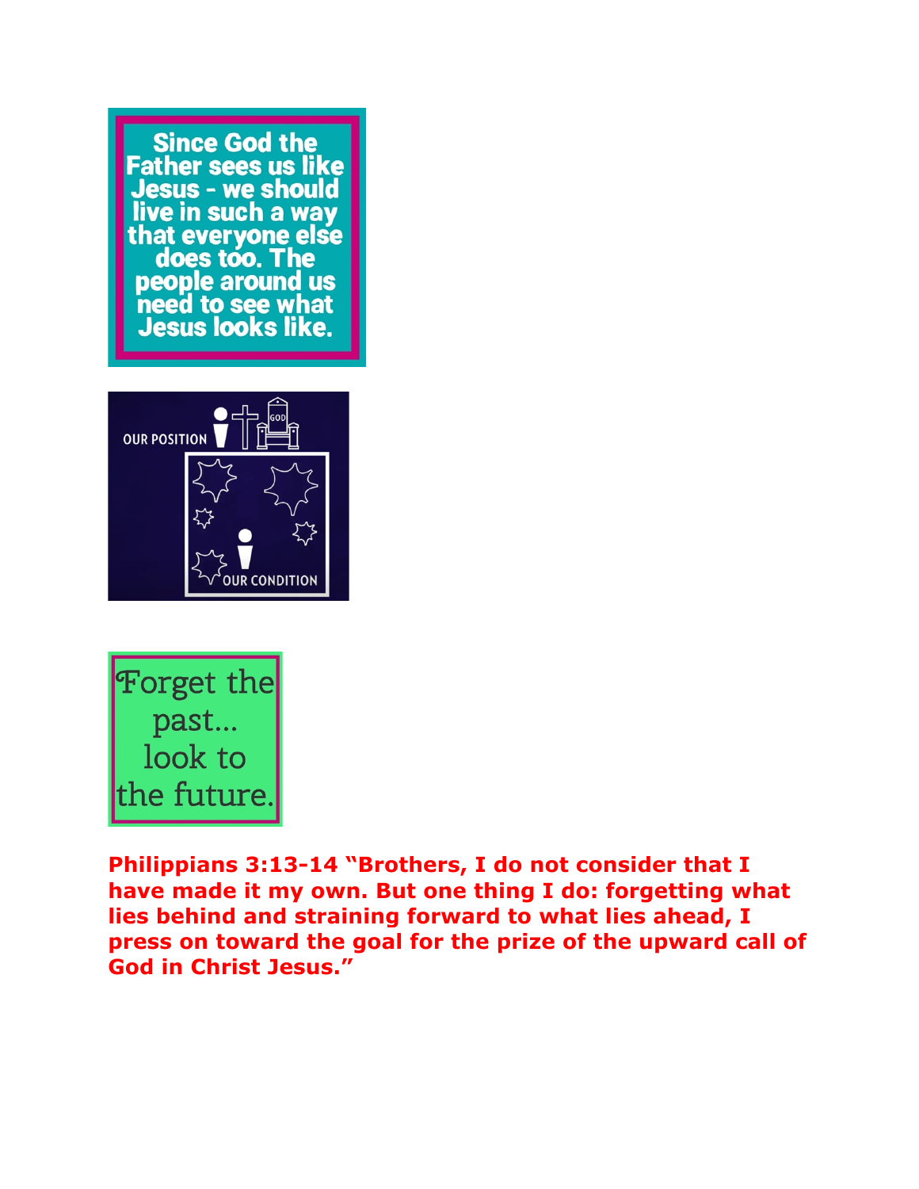Since God the Father sees us like Jesus - we should live in such a way that everyone else does too. The people around us need to see what Jesus looks like.

OUR POSITION

OUR CONDITION

Forget the past... look to the future.

**Philippians 3:13-14 "Brothers, I do not consider that I have made it my own. But one thing I do: forgetting what lies behind and straining forward to what lies ahead, I press on toward the goal for the prize of the upward call of God in Christ Jesus."**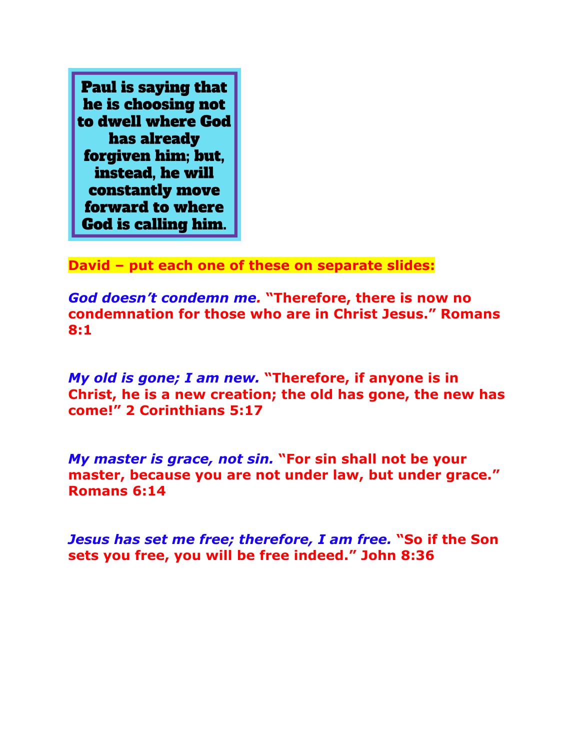**Paul is saying that he is choosing not to dwell where God has already forgiven him; but, instead, he will constantly move forward to where God is calling him.**

**David – put each one of these on separate slides:**

***God doesn't condemn me.*** **"Therefore, there is now no condemnation for those who are in Christ Jesus." Romans 8:1**

***My old is gone; I am new.*** **"Therefore, if anyone is in Christ, he is a new creation; the old has gone, the new has come!" 2 Corinthians 5:17**

***My master is grace, not sin.*** **"For sin shall not be your master, because you are not under law, but under grace." Romans 6:14**

***Jesus has set me free; therefore, I am free.*** **"So if the Son sets you free, you will be free indeed." John 8:36**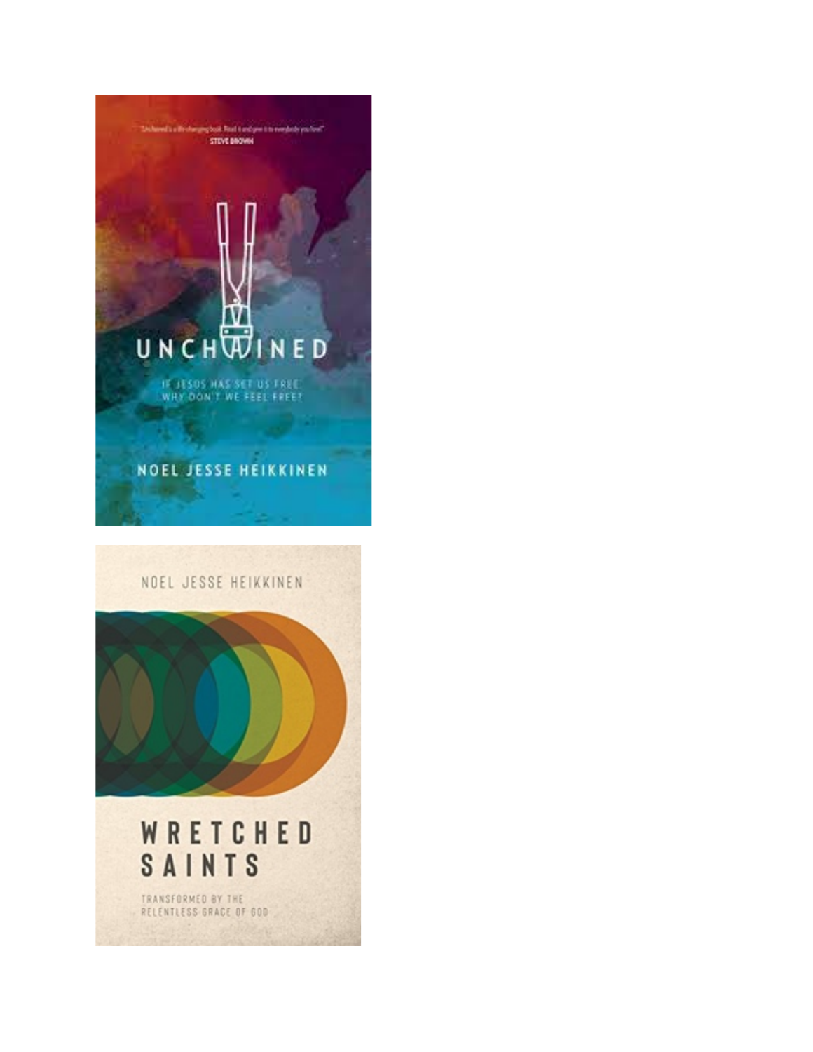"Unchained is a life-changing book. Read it and give it to everybody you love!"
STEVE BROWN

UNCHAINED

IF JESUS HAS SET US FREE, WHY DON'T WE FEEL FREE?

NOEL JESSE HEIKKINEN

NOEL JESSE HEIKKINEN

WRETCHED SAINTS

TRANSFORMED BY THE RELENTLESS GRACE OF GOD